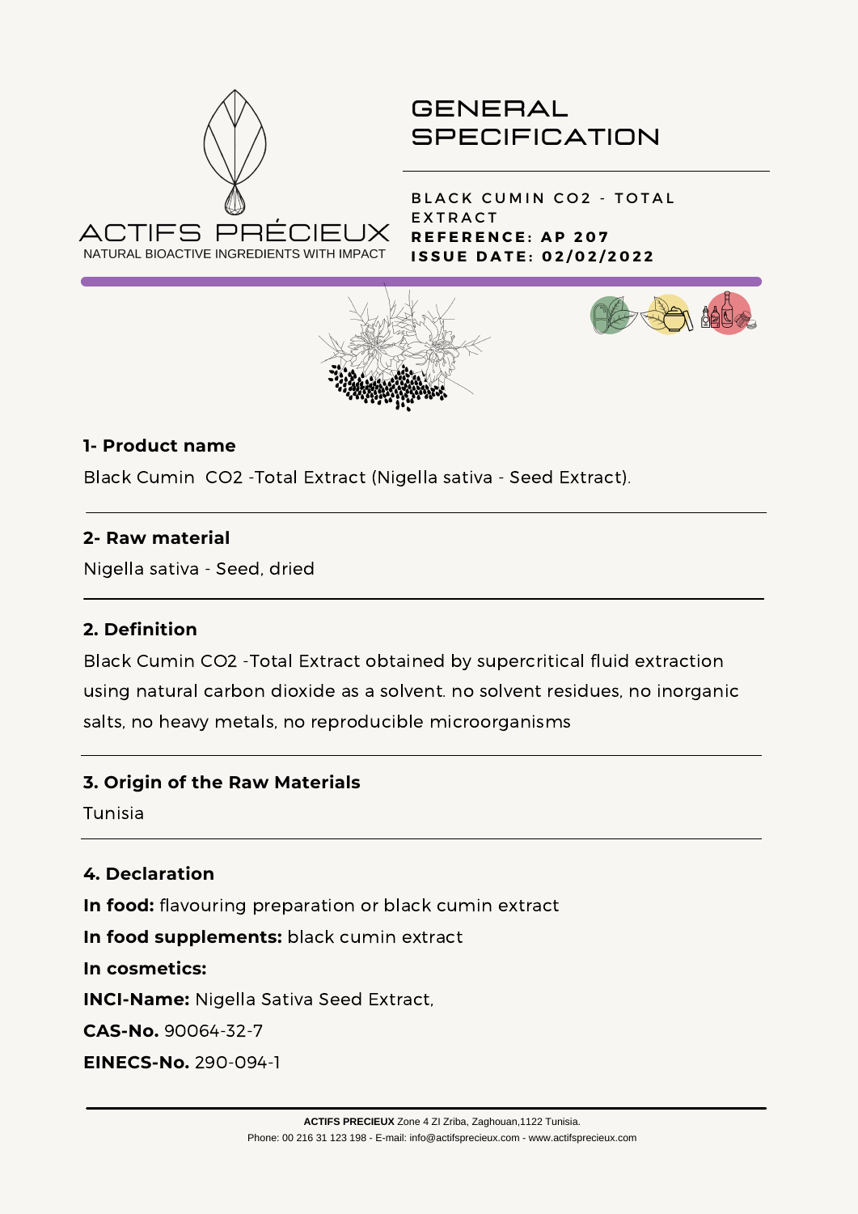ACTIFS PRÉCIEUX

NATURAL BIOACTIVE INGREDIENTS WITH IMPACT

# GENERAL SPECIFICATION

**BLACK CUMIN CO2 - TOTAL EXTRACT**
**REFERENCE: AP 207**
**ISSUE DATE: 02/02/2022**

### 1- Product name

Black Cumin  CO2 -Total Extract (Nigella sativa - Seed Extract).

### 2- Raw material

Nigella sativa - Seed, dried

### 2. Definition

Black Cumin CO2 -Total Extract obtained by supercritical fluid extraction using natural carbon dioxide as a solvent. no solvent residues, no inorganic salts, no heavy metals, no reproducible microorganisms

### 3. Origin of the Raw Materials

Tunisia

### 4. Declaration

**In food:** flavouring preparation or black cumin extract

**In food supplements:** black cumin extract

**In cosmetics:**

**INCI-Name:** Nigella Sativa Seed Extract,

**CAS-No.** 90064-32-7

**EINECS-No.** 290-094-1

**ACTIFS PRECIEUX** Zone 4 ZI Zriba, Zaghouan,1122 Tunisia.
Phone: 00 216 31 123 198 - E-mail: info@actifsprecieux.com - www.actifsprecieux.com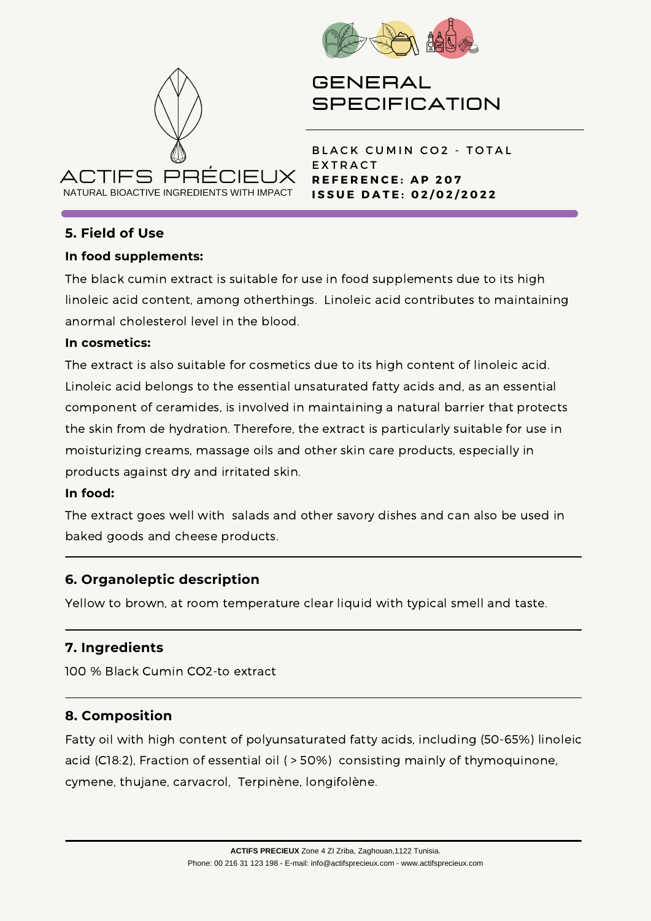# GENERAL SPECIFICATION

**BLACK CUMIN CO2 - TOTAL EXTRACT**
**REFERENCE: AP 207**
**ISSUE DATE: 02/02/2022**

## 5. Field of Use

**In food supplements:**

The black cumin extract is suitable for use in food supplements due to its high linoleic acid content, among otherthings. Linoleic acid contributes to maintaining anormal cholesterol level in the blood.

**In cosmetics:**

The extract is also suitable for cosmetics due to its high content of linoleic acid. Linoleic acid belongs to the essential unsaturated fatty acids and, as an essential component of ceramides, is involved in maintaining a natural barrier that protects the skin from de hydration. Therefore, the extract is particularly suitable for use in moisturizing creams, massage oils and other skin care products, especially in products against dry and irritated skin.

**In food:**

The extract goes well with salads and other savory dishes and can also be used in baked goods and cheese products.

## 6. Organoleptic description

Yellow to brown, at room temperature clear liquid with typical smell and taste.

## 7. Ingredients

100 % Black Cumin $CO_2$-to extract

## 8. Composition

Fatty oil with high content of polyunsaturated fatty acids, including (50-65%) linoleic acid (C18:2), Fraction of essential oil ( > 50%) consisting mainly of thymoquinone, cymene, thujane, carvacrol, Terpinène, longifolène.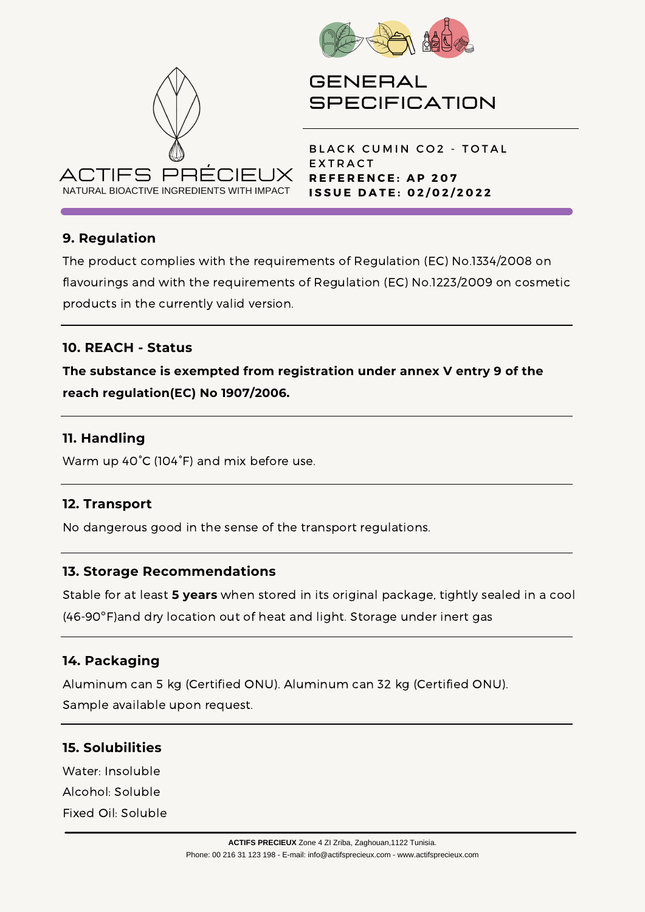ACTIFS PRÉCIEUX
NATURAL BIOACTIVE INGREDIENTS WITH IMPACT

# GENERAL SPECIFICATION

BLACK CUMIN $CO_2$ - TOTAL EXTRACT
**REFERENCE: AP 207**
**ISSUE DATE: 02/02/2022**

## 9. Regulation

The product complies with the requirements of Regulation (EC) No.1334/2008 on flavourings and with the requirements of Regulation (EC) No.1223/2009 on cosmetic products in the currently valid version.

## 10. REACH - Status

**The substance is exempted from registration under annex V entry 9 of the reach regulation(EC) No 1907/2006.**

## 11. Handling

Warm up 40˚C (104˚F) and mix before use.

## 12. Transport

No dangerous good in the sense of the transport regulations.

## 13. Storage Recommendations

Stable for at least **5 years** when stored in its original package, tightly sealed in a cool (46-90°F)and dry location out of heat and light. Storage under inert gas

## 14. Packaging

Aluminum can 5 kg (Certified ONU). Aluminum can 32 kg (Certified ONU).
Sample available upon request.

## 15. Solubilities

Water: Insoluble
Alcohol: Soluble
Fixed Oil: Soluble

**ACTIFS PRECIEUX** Zone 4 ZI Zriba, Zaghouan,1122 Tunisia.
Phone: 00 216 31 123 198 - E-mail: info@actifsprecieux.com - www.actifsprecieux.com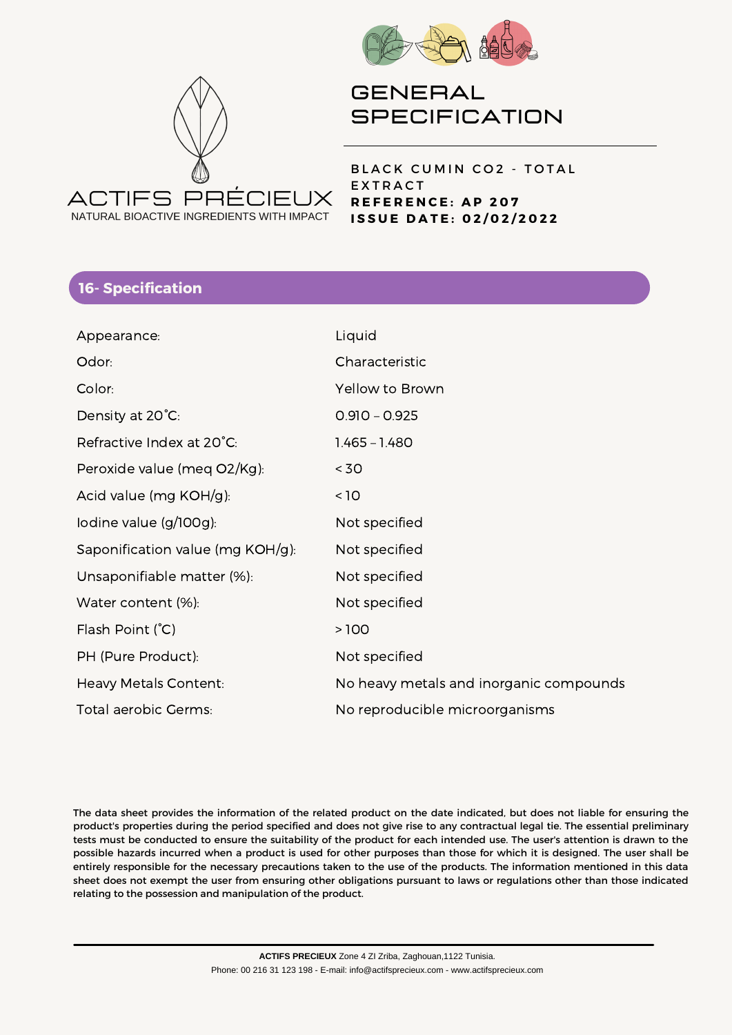ACTIFS PRÉCIEUX
NATURAL BIOACTIVE INGREDIENTS WITH IMPACT

# GENERAL SPECIFICATION

**BLACK CUMIN CO2 - TOTAL EXTRACT**
**REFERENCE: AP 207**
**ISSUE DATE: 02/02/2022**

## 16- Specification

| | |
|---|---|
| Appearance: | Liquid |
| Odor: | Characteristic |
| Color: | Yellow to Brown |
| Density at 20˚C: | 0.910 – 0.925 |
| Refractive Index at 20˚C: | 1.465 – 1.480 |
| Peroxide value (meq O2/Kg): | < 30 |
| Acid value (mg KOH/g): | < 10 |
| Iodine value (g/100g): | Not specified |
| Saponification value (mg KOH/g): | Not specified |
| Unsaponifiable matter (%): | Not specified |
| Water content (%): | Not specified |
| Flash Point (˚C) | > 100 |
| PH (Pure Product): | Not specified |
| Heavy Metals Content: | No heavy metals and inorganic compounds |
| Total aerobic Germs: | No reproducible microorganisms |

The data sheet provides the information of the related product on the date indicated, but does not liable for ensuring the product's properties during the period specified and does not give rise to any contractual legal tie. The essential preliminary tests must be conducted to ensure the suitability of the product for each intended use. The user's attention is drawn to the possible hazards incurred when a product is used for other purposes than those for which it is designed. The user shall be entirely responsible for the necessary precautions taken to the use of the products. The information mentioned in this data sheet does not exempt the user from ensuring other obligations pursuant to laws or regulations other than those indicated relating to the possession and manipulation of the product.

**ACTIFS PRECIEUX** Zone 4 ZI Zriba, Zaghouan,1122 Tunisia.
Phone: 00 216 31 123 198 - E-mail: info@actifsprecieux.com - www.actifsprecieux.com